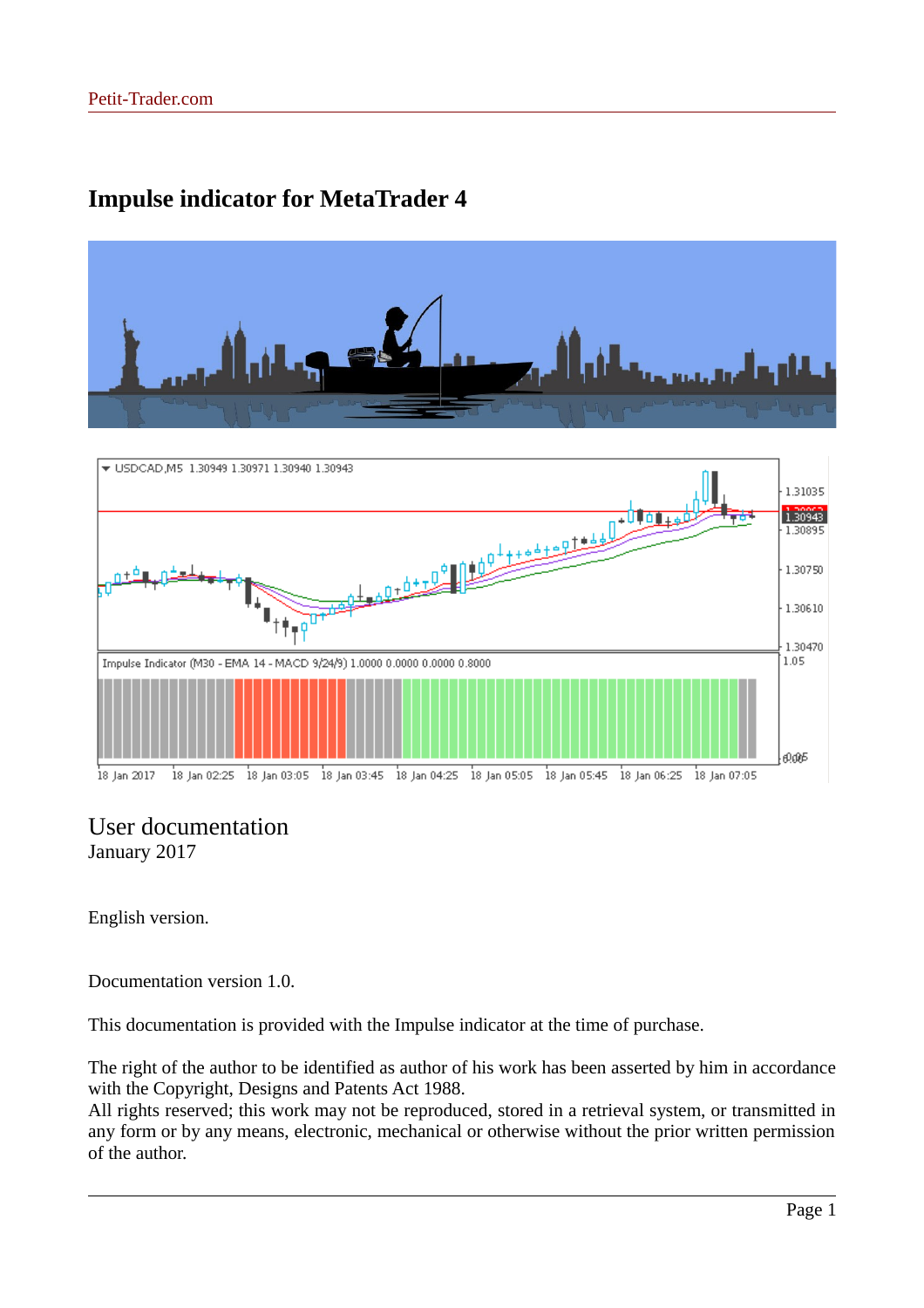# Impulse indicator for MetaTrader 4

## User documentation

January 2017

English version.

Documentation version 1.0.

This documentation is provided with the Impulse indicator at the time of purchase.

The right of the author to be identified as author of his work has been asserted by him in accordance with the Copyright, Designs and Patents Act 1988.
All rights reserved; this work may not be reproduced, stored in a retrieval system, or transmitted in any form or by any means, electronic, mechanical or otherwise without the prior written permission of the author.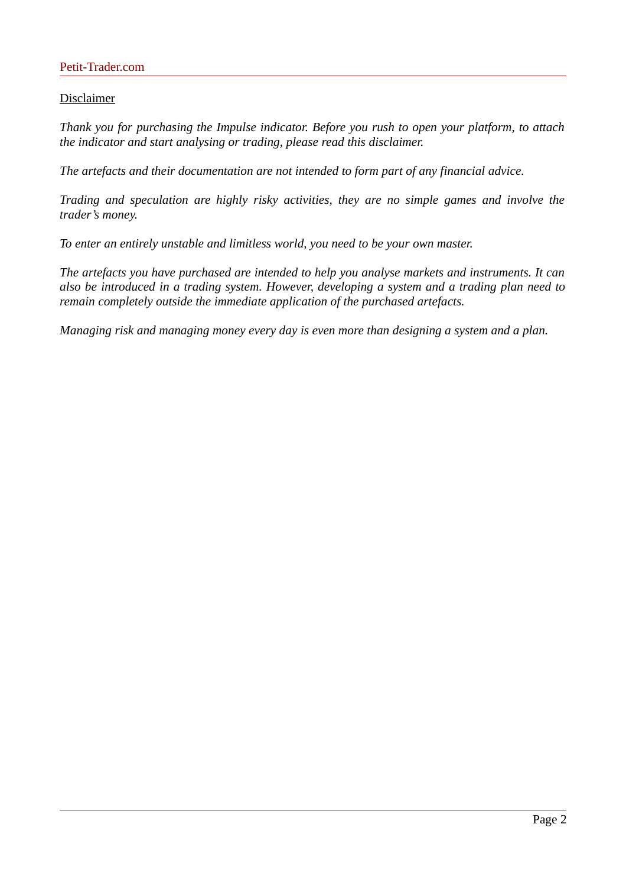## Disclaimer

*Thank you for purchasing the Impulse indicator. Before you rush to open your platform, to attach the indicator and start analysing or trading, please read this disclaimer.*

*The artefacts and their documentation are not intended to form part of any financial advice.*

*Trading and speculation are highly risky activities, they are no simple games and involve the trader's money.*

*To enter an entirely unstable and limitless world, you need to be your own master.*

*The artefacts you have purchased are intended to help you analyse markets and instruments. It can also be introduced in a trading system. However, developing a system and a trading plan need to remain completely outside the immediate application of the purchased artefacts.*

*Managing risk and managing money every day is even more than designing a system and a plan.*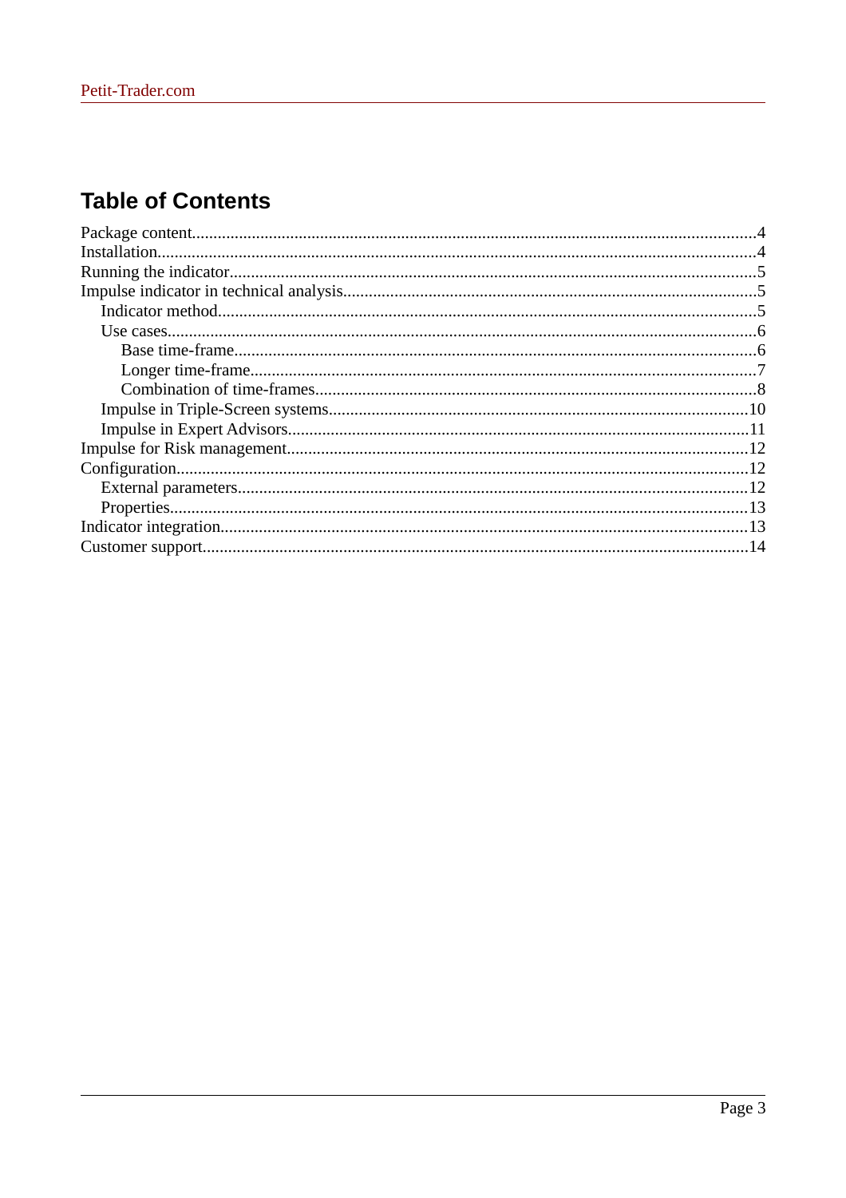# Table of Contents

- Package content....4
- Installation....4
- Running the indicator....5
- Impulse indicator in technical analysis....5
  - Indicator method....5
  - Use cases....6
    - Base time-frame....6
    - Longer time-frame....7
    - Combination of time-frames....8
  - Impulse in Triple-Screen systems....10
  - Impulse in Expert Advisors....11
- Impulse for Risk management....12
- Configuration....12
  - External parameters....12
  - Properties....13
- Indicator integration....13
- Customer support....14